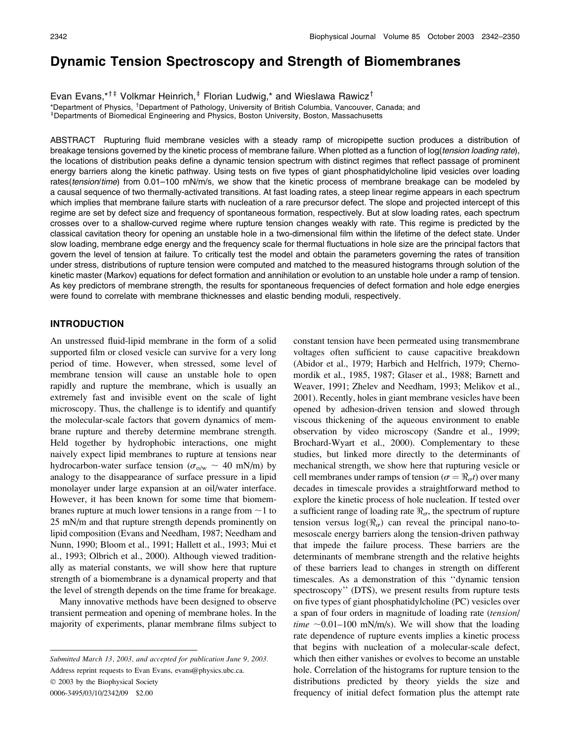# Dynamic Tension Spectroscopy and Strength of Biomembranes

Evan Evans,[*†‡] Volkmar Heinrich,[‡] Florian Ludwig,[*] and Wieslawa Rawicz[†]

[*]Department of Physics, [†]Department of Pathology, University of British Columbia, Vancouver, Canada; and [‡]Departments of Biomedical Engineering and Physics, Boston University, Boston, Massachusetts

ABSTRACT Rupturing fluid membrane vesicles with a steady ramp of micropipette suction produces a distribution of breakage tensions governed by the kinetic process of membrane failure. When plotted as a function of log(*tension loading rate*), the locations of distribution peaks define a dynamic tension spectrum with distinct regimes that reflect passage of prominent energy barriers along the kinetic pathway. Using tests on five types of giant phosphatidylcholine lipid vesicles over loading rates(*tension*/*time*) from 0.01–100 mN/m/s, we show that the kinetic process of membrane breakage can be modeled by a causal sequence of two thermally-activated transitions. At fast loading rates, a steep linear regime appears in each spectrum which implies that membrane failure starts with nucleation of a rare precursor defect. The slope and projected intercept of this regime are set by defect size and frequency of spontaneous formation, respectively. But at slow loading rates, each spectrum crosses over to a shallow-curved regime where rupture tension changes weakly with rate. This regime is predicted by the classical cavitation theory for opening an unstable hole in a two-dimensional film within the lifetime of the defect state. Under slow loading, membrane edge energy and the frequency scale for thermal fluctuations in hole size are the principal factors that govern the level of tension at failure. To critically test the model and obtain the parameters governing the rates of transition under stress, distributions of rupture tension were computed and matched to the measured histograms through solution of the kinetic master (Markov) equations for defect formation and annihilation or evolution to an unstable hole under a ramp of tension. As key predictors of membrane strength, the results for spontaneous frequencies of defect formation and hole edge energies were found to correlate with membrane thicknesses and elastic bending moduli, respectively.

## INTRODUCTION

An unstressed fluid-lipid membrane in the form of a solid supported film or closed vesicle can survive for a very long period of time. However, when stressed, some level of membrane tension will cause an unstable hole to open rapidly and rupture the membrane, which is usually an extremely fast and invisible event on the scale of light microscopy. Thus, the challenge is to identify and quantify the molecular-scale factors that govern dynamics of membrane rupture and thereby determine membrane strength. Held together by hydrophobic interactions, one might naively expect lipid membranes to rupture at tensions near hydrocarbon-water surface tension ($\sigma_{o/w} \sim 40$ mN/m) by analogy to the disappearance of surface pressure in a lipid monolayer under large expansion at an oil/water interface. However, it has been known for some time that biomembranes rupture at much lower tensions in a range from $\sim$1 to 25 mN/m and that rupture strength depends prominently on lipid composition (Evans and Needham, 1987; Needham and Nunn, 1990; Bloom et al., 1991; Hallett et al., 1993; Mui et al., 1993; Olbrich et al., 2000). Although viewed traditionally as material constants, we will show here that rupture strength of a biomembrane is a dynamical property and that the level of strength depends on the time frame for breakage.

Many innovative methods have been designed to observe transient permeation and opening of membrane holes. In the majority of experiments, planar membrane films subject to constant tension have been permeated using transmembrane voltages often sufficient to cause capacitive breakdown (Abidor et al., 1979; Harbich and Helfrich, 1979; Chernomordik et al., 1985, 1987; Glaser et al., 1988; Barnett and Weaver, 1991; Zhelev and Needham, 1993; Melikov et al., 2001). Recently, holes in giant membrane vesicles have been opened by adhesion-driven tension and slowed through viscous thickening of the aqueous environment to enable observation by video microscopy (Sandre et al., 1999; Brochard-Wyart et al., 2000). Complementary to these studies, but linked more directly to the determinants of mechanical strength, we show here that rupturing vesicle or cell membranes under ramps of tension ($\sigma = \Re_\sigma t$) over many decades in timescale provides a straightforward method to explore the kinetic process of hole nucleation. If tested over a sufficient range of loading rate $\Re_\sigma$, the spectrum of rupture tension versus log($\Re_\sigma$) can reveal the principal nano-to-mesoscale energy barriers along the tension-driven pathway that impede the failure process. These barriers are the determinants of membrane strength and the relative heights of these barriers lead to changes in strength on different timescales. As a demonstration of this "dynamic tension spectroscopy" (DTS), we present results from rupture tests on five types of giant phosphatidylcholine (PC) vesicles over a span of four orders in magnitude of loading rate (*tension*/*time* $\sim$0.01–100 mN/m/s). We will show that the loading rate dependence of rupture events implies a kinetic process that begins with nucleation of a molecular-scale defect, which then either vanishes or evolves to become an unstable hole. Correlation of the histograms for rupture tension to the distributions predicted by theory yields the size and frequency of initial defect formation plus the attempt rate

---

*Submitted March 13, 2003, and accepted for publication June 9, 2003.*

Address reprint requests to Evan Evans, evans@physics.ubc.ca.

© 2003 by the Biophysical Society

0006-3495/03/10/2342/09 $2.00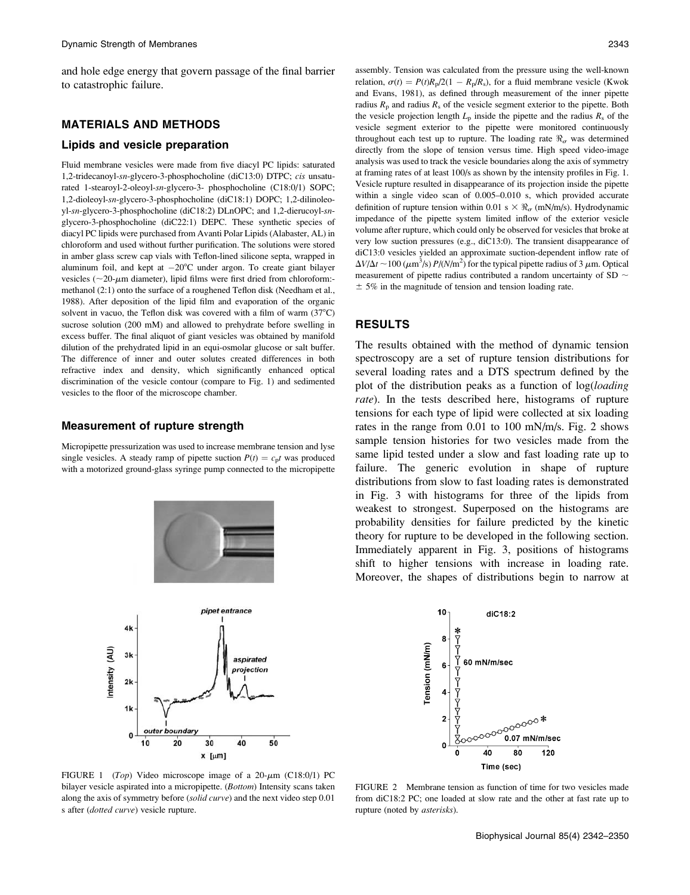and hole edge energy that govern passage of the final barrier to catastrophic failure.

## MATERIALS AND METHODS

### Lipids and vesicle preparation

Fluid membrane vesicles were made from five diacyl PC lipids: saturated 1,2-tridecanoyl-*sn*-glycero-3-phosphocholine (diC13:0) DTPC; *cis* unsaturated 1-stearoyl-2-oleoyl-*sn*-glycero-3- phosphocholine (C18:0/1) SOPC; 1,2-dioleoyl-*sn*-glycero-3-phosphocholine (diC18:1) DOPC; 1,2-dilinoleoyl-*sn*-glycero-3-phosphocholine (diC18:2) DLnOPC; and 1,2-dierucoyl-*sn*-glycero-3-phosphocholine (diC22:1) DEPC. These synthetic species of diacyl PC lipids were purchased from Avanti Polar Lipids (Alabaster, AL) in chloroform and used without further purification. The solutions were stored in amber glass screw cap vials with Teflon-lined silicone septa, wrapped in aluminum foil, and kept at −20°C under argon. To create giant bilayer vesicles (∼20-μm diameter), lipid films were first dried from chloroform:-methanol (2:1) onto the surface of a roughened Teflon disk (Needham et al., 1988). After deposition of the lipid film and evaporation of the organic solvent in vacuo, the Teflon disk was covered with a film of warm (37°C) sucrose solution (200 mM) and allowed to prehydrate before swelling in excess buffer. The final aliquot of giant vesicles was obtained by manifold dilution of the prehydrated lipid in an equi-osmolar glucose or salt buffer. The difference of inner and outer solutes created differences in both refractive index and density, which significantly enhanced optical discrimination of the vesicle contour (compare to Fig. 1) and sedimented vesicles to the floor of the microscope chamber.

### Measurement of rupture strength

Micropipette pressurization was used to increase membrane tension and lyse single vesicles. A steady ramp of pipette suction $P(t) = c_p t$ was produced with a motorized ground-glass syringe pump connected to the micropipette assembly. Tension was calculated from the pressure using the well-known relation, $\sigma(t) = P(t)R_p/2(1 - R_p/R_s)$, for a fluid membrane vesicle (Kwok and Evans, 1981), as defined through measurement of the inner pipette radius $R_p$ and radius $R_s$ of the vesicle segment exterior to the pipette. Both the vesicle projection length $L_p$ inside the pipette and the radius $R_s$ of the vesicle segment exterior to the pipette were monitored continuously throughout each test up to rupture. The loading rate $\Re_\sigma$ was determined directly from the slope of tension versus time. High speed video-image analysis was used to track the vesicle boundaries along the axis of symmetry at framing rates of at least 100/s as shown by the intensity profiles in Fig. 1. Vesicle rupture resulted in disappearance of its projection inside the pipette within a single video scan of 0.005–0.010 s, which provided accurate definition of rupture tension within 0.01 s × $\Re_\sigma$ (mN/m/s). Hydrodynamic impedance of the pipette system limited inflow of the exterior vesicle volume after rupture, which could only be observed for vesicles that broke at very low suction pressures (e.g., diC13:0). The transient disappearance of diC13:0 vesicles yielded an approximate suction-dependent inflow rate of $\Delta V/\Delta t \sim 100$ ($\mu$m$^3$/s) $P/(N/m^2)$ for the typical pipette radius of 3 μm. Optical measurement of pipette radius contributed a random uncertainty of SD ∼ ± 5% in the magnitude of tension and tension loading rate.

FIGURE 1 (*Top*) Video microscope image of a 20-μm (C18:0/1) PC bilayer vesicle aspirated into a micropipette. (*Bottom*) Intensity scans taken along the axis of symmetry before (*solid curve*) and the next video step 0.01 s after (*dotted curve*) vesicle rupture.

## RESULTS

The results obtained with the method of dynamic tension spectroscopy are a set of rupture tension distributions for several loading rates and a DTS spectrum defined by the plot of the distribution peaks as a function of log(*loading rate*). In the tests described here, histograms of rupture tensions for each type of lipid were collected at six loading rates in the range from 0.01 to 100 mN/m/s. Fig. 2 shows sample tension histories for two vesicles made from the same lipid tested under a slow and fast loading rate up to failure. The generic evolution in shape of rupture distributions from slow to fast loading rates is demonstrated in Fig. 3 with histograms for three of the lipids from weakest to strongest. Superposed on the histograms are probability densities for failure predicted by the kinetic theory for rupture to be developed in the following section. Immediately apparent in Fig. 3, positions of histograms shift to higher tensions with increase in loading rate. Moreover, the shapes of distributions begin to narrow at

FIGURE 2 Membrane tension as function of time for two vesicles made from diC18:2 PC; one loaded at slow rate and the other at fast rate up to rupture (noted by *asterisks*).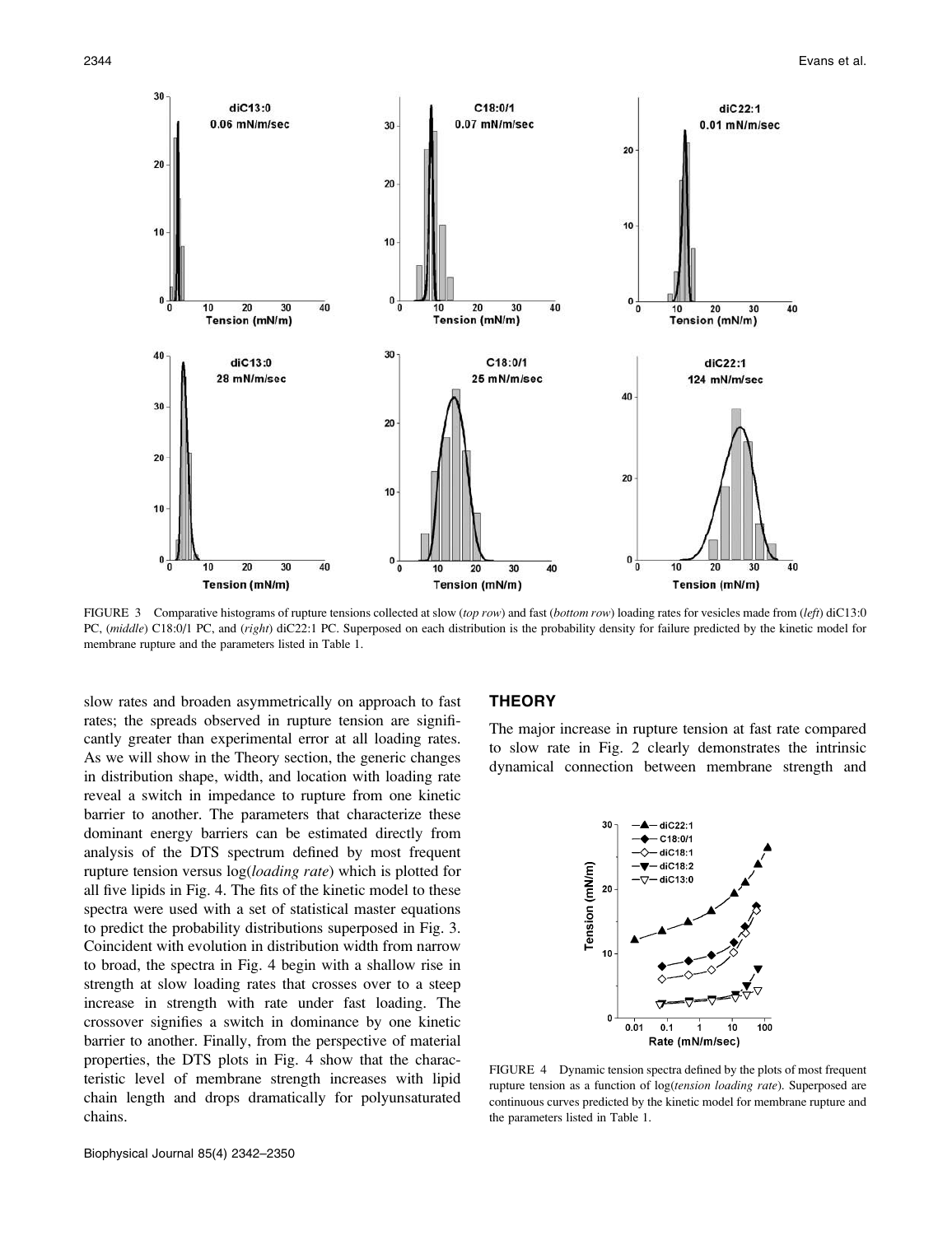FIGURE 3 Comparative histograms of rupture tensions collected at slow (*top row*) and fast (*bottom row*) loading rates for vesicles made from (*left*) diC13:0 PC, (*middle*) C18:0/1 PC, and (*right*) diC22:1 PC. Superposed on each distribution is the probability density for failure predicted by the kinetic model for membrane rupture and the parameters listed in Table 1.

slow rates and broaden asymmetrically on approach to fast rates; the spreads observed in rupture tension are significantly greater than experimental error at all loading rates. As we will show in the Theory section, the generic changes in distribution shape, width, and location with loading rate reveal a switch in impedance to rupture from one kinetic barrier to another. The parameters that characterize these dominant energy barriers can be estimated directly from analysis of the DTS spectrum defined by most frequent rupture tension versus log(*loading rate*) which is plotted for all five lipids in Fig. 4. The fits of the kinetic model to these spectra were used with a set of statistical master equations to predict the probability distributions superposed in Fig. 3. Coincident with evolution in distribution width from narrow to broad, the spectra in Fig. 4 begin with a shallow rise in strength at slow loading rates that crosses over to a steep increase in strength with rate under fast loading. The crossover signifies a switch in dominance by one kinetic barrier to another. Finally, from the perspective of material properties, the DTS plots in Fig. 4 show that the characteristic level of membrane strength increases with lipid chain length and drops dramatically for polyunsaturated chains.

## THEORY

The major increase in rupture tension at fast rate compared to slow rate in Fig. 2 clearly demonstrates the intrinsic dynamical connection between membrane strength and

FIGURE 4 Dynamic tension spectra defined by the plots of most frequent rupture tension as a function of log(*tension loading rate*). Superposed are continuous curves predicted by the kinetic model for membrane rupture and the parameters listed in Table 1.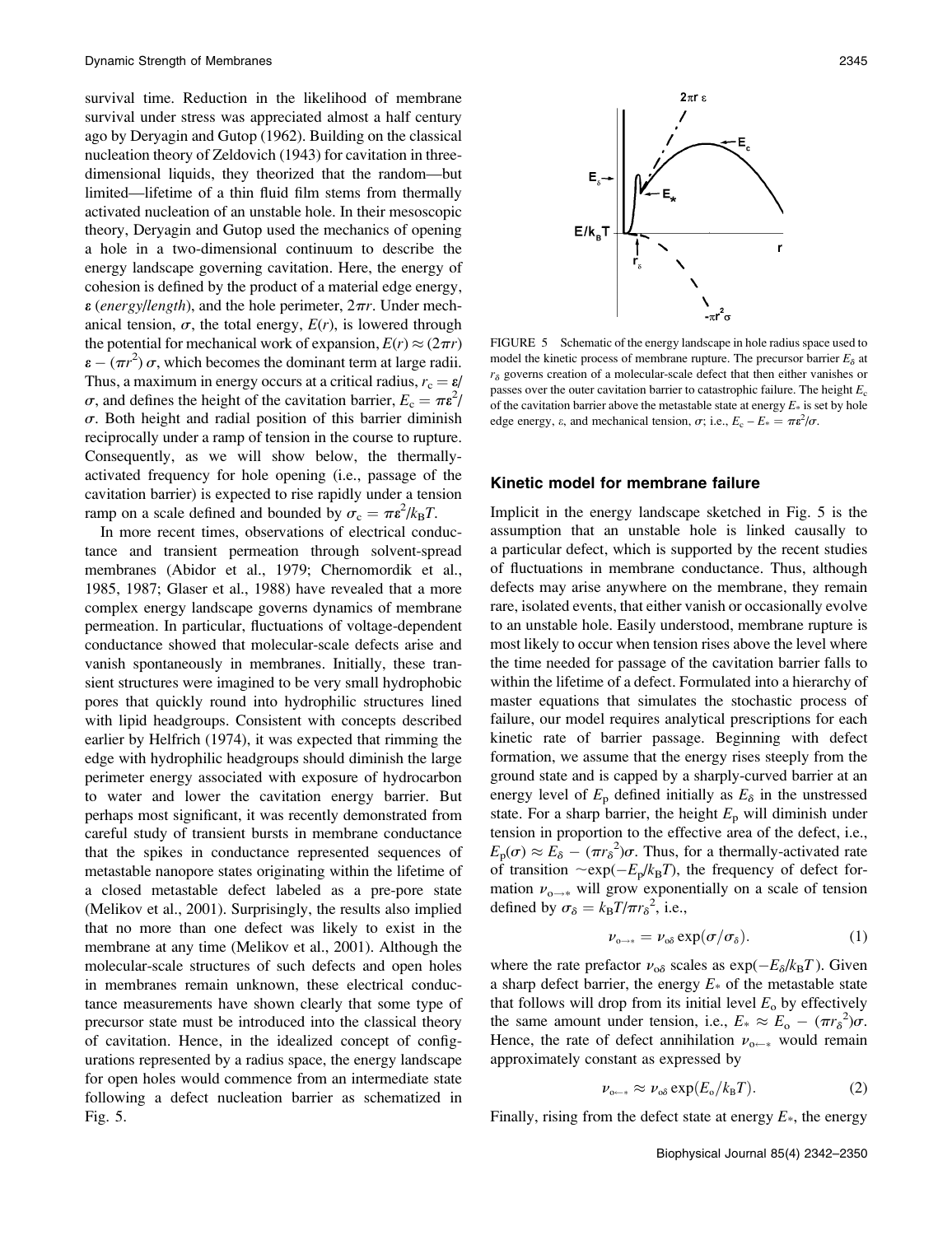survival time. Reduction in the likelihood of membrane survival under stress was appreciated almost a half century ago by Deryagin and Gutop (1962). Building on the classical nucleation theory of Zeldovich (1943) for cavitation in three-dimensional liquids, they theorized that the random—but limited—lifetime of a thin fluid film stems from thermally activated nucleation of an unstable hole. In their mesoscopic theory, Deryagin and Gutop used the mechanics of opening a hole in a two-dimensional continuum to describe the energy landscape governing cavitation. Here, the energy of cohesion is defined by the product of a material edge energy, $\varepsilon$ (*energy/length*), and the hole perimeter, $2\pi r$. Under mechanical tension, $\sigma$, the total energy, $E(r)$, is lowered through the potential for mechanical work of expansion, $E(r) \approx (2\pi r)\,\varepsilon - (\pi r^2)\,\sigma$, which becomes the dominant term at large radii. Thus, a maximum in energy occurs at a critical radius, $r_c = \varepsilon/\sigma$, and defines the height of the cavitation barrier, $E_c = \pi\varepsilon^2/\sigma$. Both height and radial position of this barrier diminish reciprocally under a ramp of tension in the course to rupture. Consequently, as we will show below, the thermally-activated frequency for hole opening (i.e., passage of the cavitation barrier) is expected to rise rapidly under a tension ramp on a scale defined and bounded by $\sigma_c = \pi\varepsilon^2/k_BT$.

In more recent times, observations of electrical conductance and transient permeation through solvent-spread membranes (Abidor et al., 1979; Chernomordik et al., 1985, 1987; Glaser et al., 1988) have revealed that a more complex energy landscape governs dynamics of membrane permeation. In particular, fluctuations of voltage-dependent conductance showed that molecular-scale defects arise and vanish spontaneously in membranes. Initially, these transient structures were imagined to be very small hydrophobic pores that quickly round into hydrophilic structures lined with lipid headgroups. Consistent with concepts described earlier by Helfrich (1974), it was expected that rimming the edge with hydrophilic headgroups should diminish the large perimeter energy associated with exposure of hydrocarbon to water and lower the cavitation energy barrier. But perhaps most significant, it was recently demonstrated from careful study of transient bursts in membrane conductance that the spikes in conductance represented sequences of metastable nanopore states originating within the lifetime of a closed metastable defect labeled as a pre-pore state (Melikov et al., 2001). Surprisingly, the results also implied that no more than one defect was likely to exist in the membrane at any time (Melikov et al., 2001). Although the molecular-scale structures of such defects and open holes in membranes remain unknown, these electrical conductance measurements have shown clearly that some type of precursor state must be introduced into the classical theory of cavitation. Hence, in the idealized concept of configurations represented by a radius space, the energy landscape for open holes would commence from an intermediate state following a defect nucleation barrier as schematized in Fig. 5.

FIGURE 5 Schematic of the energy landscape in hole radius space used to model the kinetic process of membrane rupture. The precursor barrier $E_\delta$ at $r_\delta$ governs creation of a molecular-scale defect that then either vanishes or passes over the outer cavitation barrier to catastrophic failure. The height $E_c$ of the cavitation barrier above the metastable state at energy $E_*$ is set by hole edge energy, $\varepsilon$, and mechanical tension, $\sigma$; i.e., $E_c - E_* = \pi\varepsilon^2/\sigma$.

### Kinetic model for membrane failure

Implicit in the energy landscape sketched in Fig. 5 is the assumption that an unstable hole is linked causally to a particular defect, which is supported by the recent studies of fluctuations in membrane conductance. Thus, although defects may arise anywhere on the membrane, they remain rare, isolated events, that either vanish or occasionally evolve to an unstable hole. Easily understood, membrane rupture is most likely to occur when tension rises above the level where the time needed for passage of the cavitation barrier falls to within the lifetime of a defect. Formulated into a hierarchy of master equations that simulates the stochastic process of failure, our model requires analytical prescriptions for each kinetic rate of barrier passage. Beginning with defect formation, we assume that the energy rises steeply from the ground state and is capped by a sharply-curved barrier at an energy level of $E_p$ defined initially as $E_\delta$ in the unstressed state. For a sharp barrier, the height $E_p$ will diminish under tension in proportion to the effective area of the defect, i.e., $E_p(\sigma) \approx E_\delta - (\pi r_\delta^2)\sigma$. Thus, for a thermally-activated rate of transition $\sim\exp(-E_p/k_BT)$, the frequency of defect formation $\nu_{o\rightarrow *}$ will grow exponentially on a scale of tension defined by $\sigma_\delta = k_BT/\pi r_\delta^2$, i.e.,

$$\nu_{o\rightarrow *} = \nu_{o\delta}\exp(\sigma/\sigma_\delta). \tag{1}$$

where the rate prefactor $\nu_{o\delta}$ scales as $\exp(-E_\delta/k_BT)$. Given a sharp defect barrier, the energy $E_*$ of the metastable state that follows will drop from its initial level $E_o$ by effectively the same amount under tension, i.e., $E_* \approx E_o - (\pi r_\delta^2)\sigma$. Hence, the rate of defect annihilation $\nu_{o\leftarrow *}$ would remain approximately constant as expressed by

$$\nu_{o\leftarrow *} \approx \nu_{o\delta}\exp(E_o/k_BT). \tag{2}$$

Finally, rising from the defect state at energy $E_*$, the energy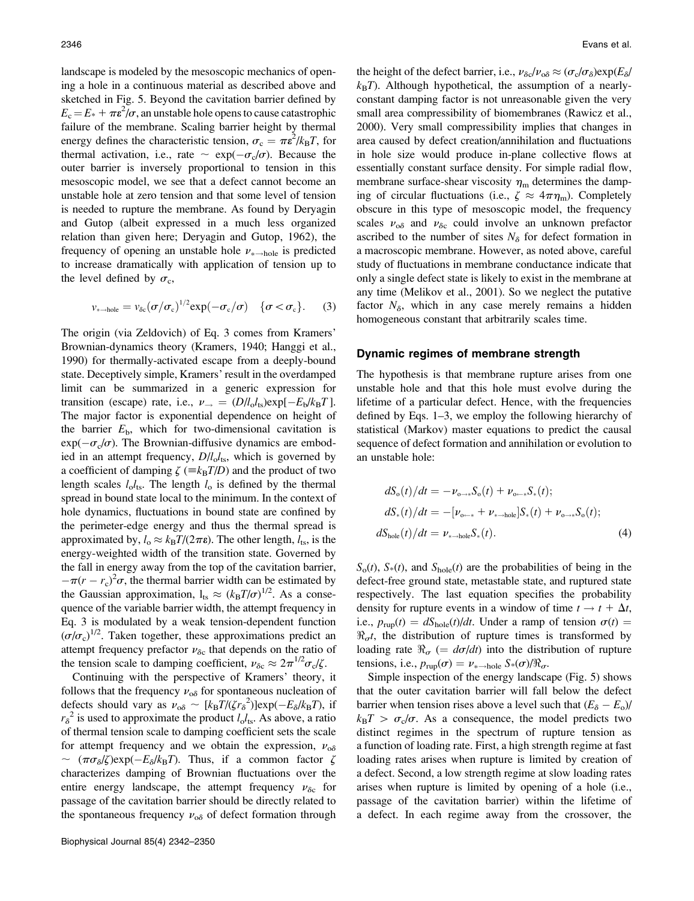landscape is modeled by the mesoscopic mechanics of opening a hole in a continuous material as described above and sketched in Fig. 5. Beyond the cavitation barrier defined by $E_c = E_* + \pi\varepsilon^2/\sigma$, an unstable hole opens to cause catastrophic failure of the membrane. Scaling barrier height by thermal energy defines the characteristic tension, $\sigma_c = \pi\varepsilon^2/k_BT$, for thermal activation, i.e., rate $\sim \exp(-\sigma_c/\sigma)$. Because the outer barrier is inversely proportional to tension in this mesoscopic model, we see that a defect cannot become an unstable hole at zero tension and that some level of tension is needed to rupture the membrane. As found by Deryagin and Gutop (albeit expressed in a much less organized relation than given here; Deryagin and Gutop, 1962), the frequency of opening an unstable hole $\nu_{*\rightarrow \text{hole}}$ is predicted to increase dramatically with application of tension up to the level defined by $\sigma_c$,

$$\nu_{*\rightarrow \text{hole}} = \nu_{\delta c}(\sigma/\sigma_c)^{1/2}\exp(-\sigma_c/\sigma) \quad \{\sigma < \sigma_c\}. \tag{3}$$

The origin (via Zeldovich) of Eq. 3 comes from Kramers' Brownian-dynamics theory (Kramers, 1940; Hanggi et al., 1990) for thermally-activated escape from a deeply-bound state. Deceptively simple, Kramers' result in the overdamped limit can be summarized in a generic expression for transition (escape) rate, i.e., $\nu_{\rightarrow} = (D/l_o l_{ts})\exp[-E_b/k_BT]$. The major factor is exponential dependence on height of the barrier $E_b$, which for two-dimensional cavitation is $\exp(-\sigma_c/\sigma)$. The Brownian-diffusive dynamics are embodied in an attempt frequency, $D/l_o l_{ts}$, which is governed by a coefficient of damping $\zeta$ ($\equiv k_BT/D$) and the product of two length scales $l_o l_{ts}$. The length $l_o$ is defined by the thermal spread in bound state local to the minimum. In the context of hole dynamics, fluctuations in bound state are confined by the perimeter-edge energy and thus the thermal spread is approximated by, $l_o \approx k_BT/(2\pi\varepsilon)$. The other length, $l_{ts}$, is the energy-weighted width of the transition state. Governed by the fall in energy away from the top of the cavitation barrier, $-\pi(r - r_c)^2\sigma$, the thermal barrier width can be estimated by the Gaussian approximation, $l_{ts} \approx (k_BT/\sigma)^{1/2}$. As a consequence of the variable barrier width, the attempt frequency in Eq. 3 is modulated by a weak tension-dependent function $(\sigma/\sigma_c)^{1/2}$. Taken together, these approximations predict an attempt frequency prefactor $\nu_{\delta c}$ that depends on the ratio of the tension scale to damping coefficient, $\nu_{\delta c} \approx 2\pi^{1/2}\sigma_c/\zeta$.

Continuing with the perspective of Kramers' theory, it follows that the frequency $\nu_{o\delta}$ for spontaneous nucleation of defects should vary as $\nu_{o\delta} \sim [k_BT/(\zeta r_\delta^2)]\exp(-E_\delta/k_BT)$, if $r_\delta^2$ is used to approximate the product $l_o l_{ts}$. As above, a ratio of thermal tension scale to damping coefficient sets the scale for attempt frequency and we obtain the expression, $\nu_{o\delta} \sim (\pi\sigma_\delta/\zeta)\exp(-E_\delta/k_BT)$. Thus, if a common factor $\zeta$ characterizes damping of Brownian fluctuations over the entire energy landscape, the attempt frequency $\nu_{\delta c}$ for passage of the cavitation barrier should be directly related to the spontaneous frequency $\nu_{o\delta}$ of defect formation through the height of the defect barrier, i.e., $\nu_{\delta c}/\nu_{o\delta} \approx (\sigma_c/\sigma_\delta)\exp(E_\delta/k_BT)$. Although hypothetical, the assumption of a nearly-constant damping factor is not unreasonable given the very small area compressibility of biomembranes (Rawicz et al., 2000). Very small compressibility implies that changes in area caused by defect creation/annihilation and fluctuations in hole size would produce in-plane collective flows at essentially constant surface density. For simple radial flow, membrane surface-shear viscosity $\eta_m$ determines the damping of circular fluctuations (i.e., $\zeta \approx 4\pi\eta_m$). Completely obscure in this type of mesoscopic model, the frequency scales $\nu_{o\delta}$ and $\nu_{\delta c}$ could involve an unknown prefactor ascribed to the number of sites $N_\delta$ for defect formation in a macroscopic membrane. However, as noted above, careful study of fluctuations in membrane conductance indicate that only a single defect state is likely to exist in the membrane at any time (Melikov et al., 2001). So we neglect the putative factor $N_\delta$, which in any case merely remains a hidden homogeneous constant that arbitrarily scales time.

## Dynamic regimes of membrane strength

The hypothesis is that membrane rupture arises from one unstable hole and that this hole must evolve during the lifetime of a particular defect. Hence, with the frequencies defined by Eqs. 1–3, we employ the following hierarchy of statistical (Markov) master equations to predict the causal sequence of defect formation and annihilation or evolution to an unstable hole:

$$\begin{aligned}
dS_o(t)/dt &= -\nu_{o\rightarrow *}S_o(t) + \nu_{o\leftarrow *}S_*(t);\\
dS_*(t)/dt &= -[\nu_{o\leftarrow *} + \nu_{*\rightarrow \text{hole}}]S_*(t) + \nu_{o\rightarrow *}S_o(t);\\
dS_{\text{hole}}(t)/dt &= \nu_{*\rightarrow \text{hole}}S_*(t).
\end{aligned} \tag{4}$$

$S_o(t)$, $S_*(t)$, and $S_{\text{hole}}(t)$ are the probabilities of being in the defect-free ground state, metastable state, and ruptured state respectively. The last equation specifies the probability density for rupture events in a window of time $t \rightarrow t + \Delta t$, i.e., $p_{\text{rup}}(t) = dS_{\text{hole}}(t)/dt$. Under a ramp of tension $\sigma(t) = \Re_\sigma t$, the distribution of rupture times is transformed by loading rate $\Re_\sigma$ ($= d\sigma/dt$) into the distribution of rupture tensions, i.e., $p_{\text{rup}}(\sigma) = \nu_{*\rightarrow \text{hole}}\, S_*(\sigma)/\Re_\sigma$.

Simple inspection of the energy landscape (Fig. 5) shows that the outer cavitation barrier will fall below the defect barrier when tension rises above a level such that $(E_\delta - E_o)/k_BT > \sigma_c/\sigma$. As a consequence, the model predicts two distinct regimes in the spectrum of rupture tension as a function of loading rate. First, a high strength regime at fast loading rates arises when rupture is limited by creation of a defect. Second, a low strength regime at slow loading rates arises when rupture is limited by opening of a hole (i.e., passage of the cavitation barrier) within the lifetime of a defect. In each regime away from the crossover, the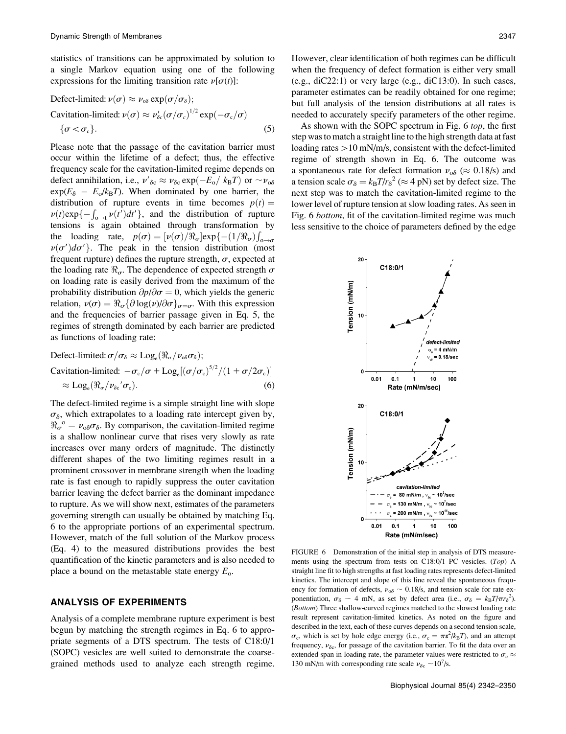statistics of transitions can be approximated by solution to a single Markov equation using one of the following expressions for the limiting transition rate $\nu[\sigma(t)]$:

$$\text{Defect-limited: } \nu(\sigma) \approx \nu_{o\delta} \exp(\sigma/\sigma_\delta);$$
$$\text{Cavitation-limited: } \nu(\sigma) \approx \nu'_{\delta c}(\sigma/\sigma_c)^{1/2} \exp(-\sigma_c/\sigma) \quad \{\sigma < \sigma_c\}. \tag{5}$$

Please note that the passage of the cavitation barrier must occur within the lifetime of a defect; thus, the effective frequency scale for the cavitation-limited regime depends on defect annihilation, i.e., $\nu'_{\delta c} \approx \nu_{\delta c} \exp(-E_o/k_BT)$ or $\sim \nu_{o\delta} \exp(E_\delta - E_o/k_BT)$. When dominated by one barrier, the distribution of rupture events in time becomes $p(t) = \nu(t)\exp\{-\int_{o\to t} \nu(t')dt'\}$, and the distribution of rupture tensions is again obtained through transformation by the loading rate, $p(\sigma) = [\nu(\sigma)/\Re_\sigma]\exp\{-(1/\Re_\sigma)\int_{o\to\sigma} \nu(\sigma')d\sigma'\}$. The peak in the tension distribution (most frequent rupture) defines the rupture strength, $\sigma$, expected at the loading rate $\Re_\sigma$. The dependence of expected strength $\sigma$ on loading rate is easily derived from the maximum of the probability distribution $\partial p/\partial\sigma = 0$, which yields the generic relation, $\nu(\sigma) = \Re_\sigma\{\partial \log(\nu)/\partial\sigma\}_{\sigma=\sigma}$. With this expression and the frequencies of barrier passage given in Eq. 5, the regimes of strength dominated by each barrier are predicted as functions of loading rate:

$$\text{Defect-limited: } \sigma/\sigma_\delta \approx \mathrm{Log_e}(\Re_\sigma/\nu_{o\delta}\sigma_\delta);$$
$$\text{Cavitation-limited: } -\sigma_c/\sigma + \mathrm{Log_e}[(\sigma/\sigma_c)^{5/2}/(1+\sigma/2\sigma_c)] \approx \mathrm{Log_e}(\Re_\sigma/\nu_{\delta c}'\sigma_c). \tag{6}$$

The defect-limited regime is a simple straight line with slope $\sigma_\delta$, which extrapolates to a loading rate intercept given by, $\Re_\sigma^{\,o} = \nu_{o\delta}\sigma_\delta$. By comparison, the cavitation-limited regime is a shallow nonlinear curve that rises very slowly as rate increases over many orders of magnitude. The distinctly different shapes of the two limiting regimes result in a prominent crossover in membrane strength when the loading rate is fast enough to rapidly suppress the outer cavitation barrier leaving the defect barrier as the dominant impedance to rupture. As we will show next, estimates of the parameters governing strength can usually be obtained by matching Eq. 6 to the appropriate portions of an experimental spectrum. However, match of the full solution of the Markov process (Eq. 4) to the measured distributions provides the best quantification of the kinetic parameters and is also needed to place a bound on the metastable state energy $E_o$.

## ANALYSIS OF EXPERIMENTS

Analysis of a complete membrane rupture experiment is best begun by matching the strength regimes in Eq. 6 to appropriate segments of a DTS spectrum. The tests of C18:0/1 (SOPC) vesicles are well suited to demonstrate the coarse-grained methods used to analyze each strength regime. However, clear identification of both regimes can be difficult when the frequency of defect formation is either very small (e.g., diC22:1) or very large (e.g., diC13:0). In such cases, parameter estimates can be readily obtained for one regime; but full analysis of the tension distributions at all rates is needed to accurately specify parameters of the other regime.

As shown with the SOPC spectrum in Fig. 6 *top*, the first step was to match a straight line to the high strength data at fast loading rates >10 mN/m/s, consistent with the defect-limited regime of strength shown in Eq. 6. The outcome was a spontaneous rate for defect formation $\nu_{o\delta}$ ($\approx$ 0.18/s) and a tension scale $\sigma_\delta = k_BT/r_\delta^2$ ($\approx$ 4 pN) set by defect size. The next step was to match the cavitation-limited regime to the lower level of rupture tension at slow loading rates. As seen in Fig. 6 *bottom*, fit of the cavitation-limited regime was much less sensitive to the choice of parameters defined by the edge

FIGURE 6 Demonstration of the initial step in analysis of DTS measurements using the spectrum from tests on C18:0/1 PC vesicles. (*Top*) A straight line fit to high strengths at fast loading rates represents defect-limited kinetics. The intercept and slope of this line reveal the spontaneous frequency for formation of defects, $\nu_{o\delta} \sim 0.18$/s, and tension scale for rate exponentiation, $\sigma_\delta \sim 4$ mN, as set by defect area (i.e., $\sigma_\delta = k_BT/\pi r_\delta^2$). (*Bottom*) Three shallow-curved regimes matched to the slowest loading rate result represent cavitation-limited kinetics. As noted on the figure and described in the text, each of these curves depends on a second tension scale, $\sigma_c$, which is set by hole edge energy (i.e., $\sigma_c = \pi\varepsilon^2/k_BT$), and an attempt frequency, $\nu_{\delta c}$, for passage of the cavitation barrier. To fit the data over an extended span in loading rate, the parameter values were restricted to $\sigma_c \approx$ 130 mN/m with corresponding rate scale $\nu_{\delta c} \sim 10^7$/s.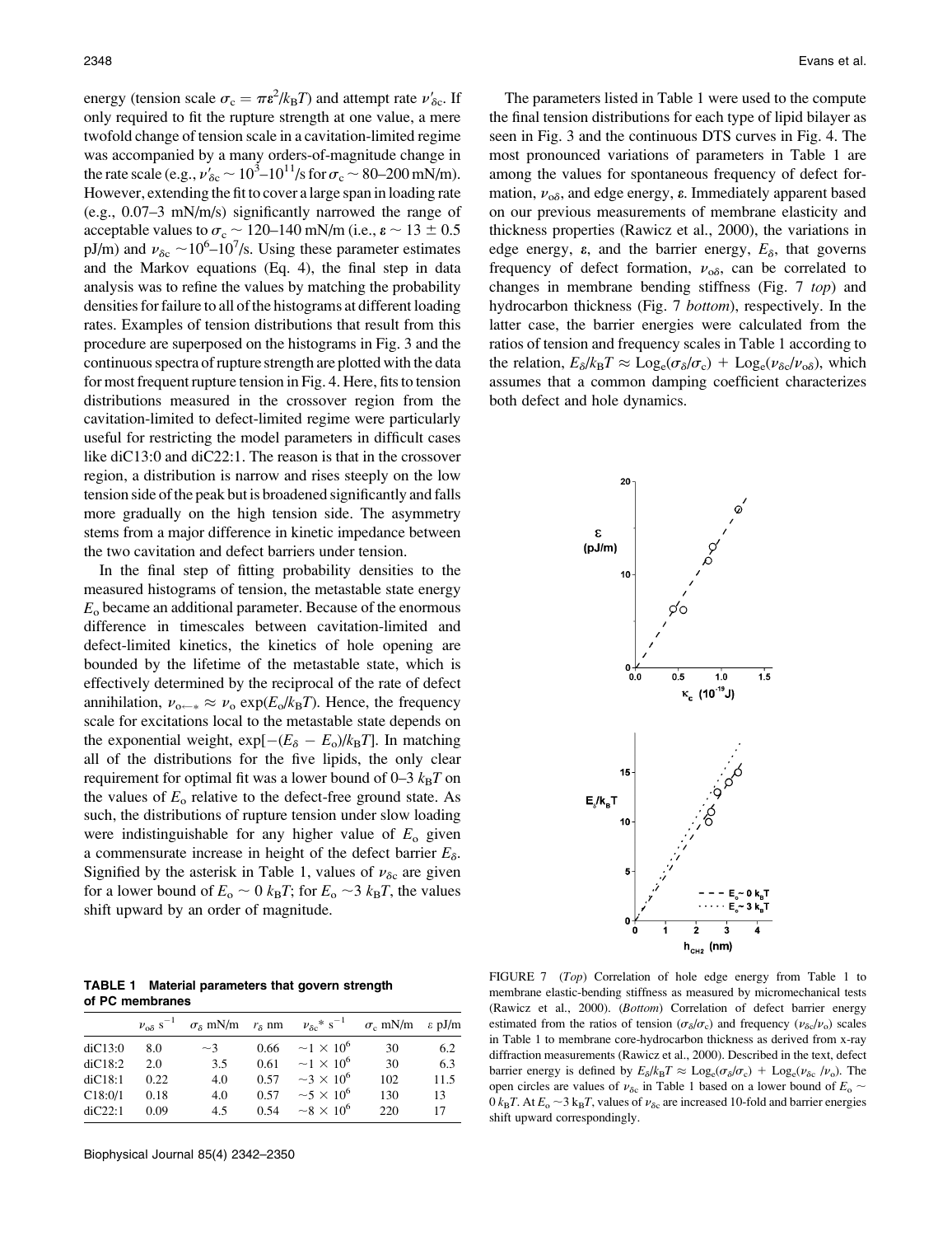energy (tension scale $\sigma_c = \pi\varepsilon^2/k_BT$) and attempt rate $\nu'_{\delta c}$. If only required to fit the rupture strength at one value, a mere twofold change of tension scale in a cavitation-limited regime was accompanied by a many orders-of-magnitude change in the rate scale (e.g., $\nu'_{\delta c} \sim 10^3$–$10^{11}$/s for $\sigma_c \sim 80$–$200$ mN/m). However, extending the fit to cover a large span in loading rate (e.g., 0.07–3 mN/m/s) significantly narrowed the range of acceptable values to $\sigma_c \sim 120$–$140$ mN/m (i.e., $\varepsilon \sim 13 \pm 0.5$ pJ/m) and $\nu_{\delta c} \sim 10^6$–$10^7$/s. Using these parameter estimates and the Markov equations (Eq. 4), the final step in data analysis was to refine the values by matching the probability densities for failure to all of the histograms at different loading rates. Examples of tension distributions that result from this procedure are superposed on the histograms in Fig. 3 and the continuous spectra of rupture strength are plotted with the data for most frequent rupture tension in Fig. 4. Here, fits to tension distributions measured in the crossover region from the cavitation-limited to defect-limited regime were particularly useful for restricting the model parameters in difficult cases like diC13:0 and diC22:1. The reason is that in the crossover region, a distribution is narrow and rises steeply on the low tension side of the peak but is broadened significantly and falls more gradually on the high tension side. The asymmetry stems from a major difference in kinetic impedance between the two cavitation and defect barriers under tension.

In the final step of fitting probability densities to the measured histograms of tension, the metastable state energy $E_o$ became an additional parameter. Because of the enormous difference in timescales between cavitation-limited and defect-limited kinetics, the kinetics of hole opening are bounded by the lifetime of the metastable state, which is effectively determined by the reciprocal of the rate of defect annihilation, $\nu_{o\leftarrow *} \approx \nu_o \exp(E_o/k_BT)$. Hence, the frequency scale for excitations local to the metastable state depends on the exponential weight, $\exp[-(E_\delta - E_o)/k_BT]$. In matching all of the distributions for the five lipids, the only clear requirement for optimal fit was a lower bound of 0–3 $k_BT$ on the values of $E_o$ relative to the defect-free ground state. As such, the distributions of rupture tension under slow loading were indistinguishable for any higher value of $E_o$ given a commensurate increase in height of the defect barrier $E_\delta$. Signified by the asterisk in Table 1, values of $\nu_{\delta c}$ are given for a lower bound of $E_o \sim 0$ $k_BT$; for $E_o \sim 3$ $k_BT$, the values shift upward by an order of magnitude.

**TABLE 1 Material parameters that govern strength of PC membranes**

| | $\nu_{o\delta}$ s$^{-1}$ | $\sigma_\delta$ mN/m | $r_\delta$ nm | $\nu_{\delta c}$* s$^{-1}$ | $\sigma_c$ mN/m | $\varepsilon$ pJ/m |
|---|---|---|---|---|---|---|
| diC13:0 | 8.0 | ~3 | 0.66 | $\sim 1 \times 10^6$ | 30 | 6.2 |
| diC18:2 | 2.0 | 3.5 | 0.61 | $\sim 1 \times 10^6$ | 30 | 6.3 |
| diC18:1 | 0.22 | 4.0 | 0.57 | $\sim 3 \times 10^6$ | 102 | 11.5 |
| C18:0/1 | 0.18 | 4.0 | 0.57 | $\sim 5 \times 10^6$ | 130 | 13 |
| diC22:1 | 0.09 | 4.5 | 0.54 | $\sim 8 \times 10^6$ | 220 | 17 |

The parameters listed in Table 1 were used to the compute the final tension distributions for each type of lipid bilayer as seen in Fig. 3 and the continuous DTS curves in Fig. 4. The most pronounced variations of parameters in Table 1 are among the values for spontaneous frequency of defect formation, $\nu_{o\delta}$, and edge energy, $\varepsilon$. Immediately apparent based on our previous measurements of membrane elasticity and thickness properties (Rawicz et al., 2000), the variations in edge energy, $\varepsilon$, and the barrier energy, $E_\delta$, that governs frequency of defect formation, $\nu_{o\delta}$, can be correlated to changes in membrane bending stiffness (Fig. 7 *top*) and hydrocarbon thickness (Fig. 7 *bottom*), respectively. In the latter case, the barrier energies were calculated from the ratios of tension and frequency scales in Table 1 according to the relation, $E_\delta/k_BT \approx \text{Log}_e(\sigma_\delta/\sigma_c) + \text{Log}_e(\nu_{\delta c}/\nu_{o\delta})$, which assumes that a common damping coefficient characterizes both defect and hole dynamics.

FIGURE 7 (*Top*) Correlation of hole edge energy from Table 1 to membrane elastic-bending stiffness as measured by micromechanical tests (Rawicz et al., 2000). (*Bottom*) Correlation of defect barrier energy estimated from the ratios of tension ($\sigma_\delta/\sigma_c$) and frequency ($\nu_{\delta c}/\nu_o$) scales in Table 1 to membrane core-hydrocarbon thickness as derived from x-ray diffraction measurements (Rawicz et al., 2000). Described in the text, defect barrier energy is defined by $E_\delta/k_BT \approx \text{Log}_e(\sigma_\delta/\sigma_c) + \text{Log}_e(\nu_{\delta c}/\nu_o)$. The open circles are values of $\nu_{\delta c}$ in Table 1 based on a lower bound of $E_o \sim 0$ $k_BT$. At $E_o \sim 3$ $k_BT$, values of $\nu_{\delta c}$ are increased 10-fold and barrier energies shift upward correspondingly.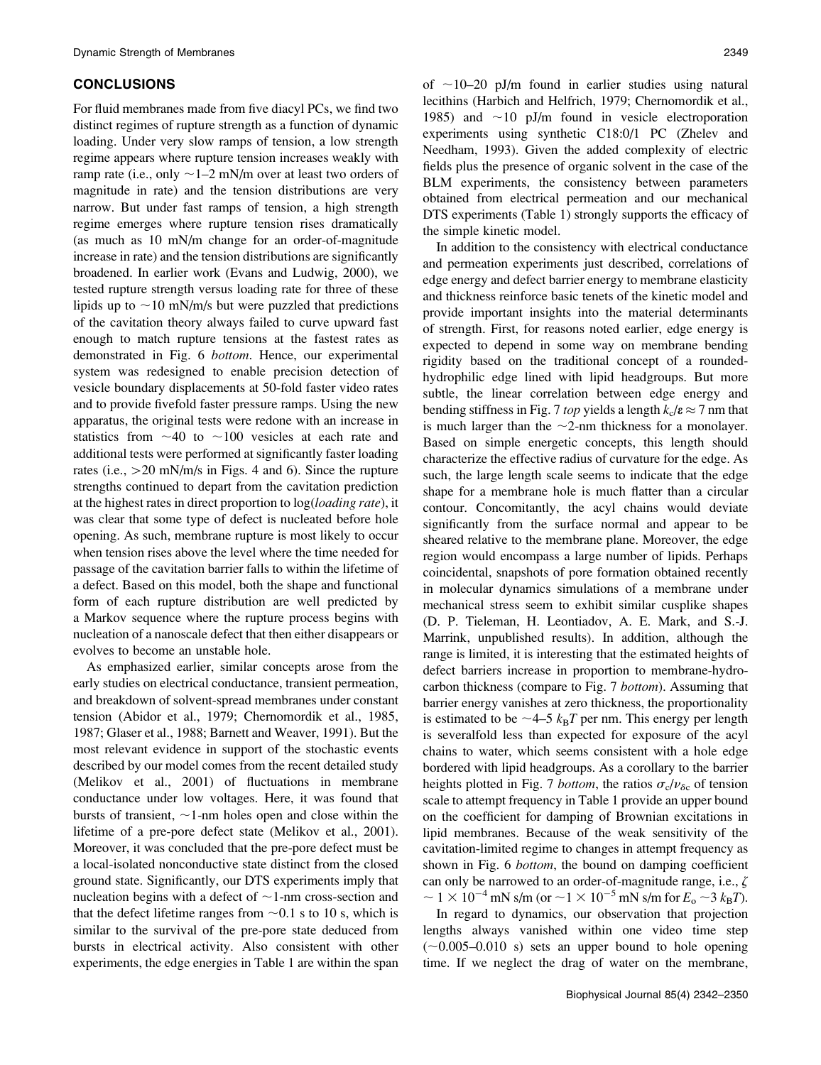## CONCLUSIONS

For fluid membranes made from five diacyl PCs, we find two distinct regimes of rupture strength as a function of dynamic loading. Under very slow ramps of tension, a low strength regime appears where rupture tension increases weakly with ramp rate (i.e., only ~1–2 mN/m over at least two orders of magnitude in rate) and the tension distributions are very narrow. But under fast ramps of tension, a high strength regime emerges where rupture tension rises dramatically (as much as 10 mN/m change for an order-of-magnitude increase in rate) and the tension distributions are significantly broadened. In earlier work (Evans and Ludwig, 2000), we tested rupture strength versus loading rate for three of these lipids up to ~10 mN/m/s but were puzzled that predictions of the cavitation theory always failed to curve upward fast enough to match rupture tensions at the fastest rates as demonstrated in Fig. 6 *bottom*. Hence, our experimental system was redesigned to enable precision detection of vesicle boundary displacements at 50-fold faster video rates and to provide fivefold faster pressure ramps. Using the new apparatus, the original tests were redone with an increase in statistics from ~40 to ~100 vesicles at each rate and additional tests were performed at significantly faster loading rates (i.e., >20 mN/m/s in Figs. 4 and 6). Since the rupture strengths continued to depart from the cavitation prediction at the highest rates in direct proportion to log(*loading rate*), it was clear that some type of defect is nucleated before hole opening. As such, membrane rupture is most likely to occur when tension rises above the level where the time needed for passage of the cavitation barrier falls to within the lifetime of a defect. Based on this model, both the shape and functional form of each rupture distribution are well predicted by a Markov sequence where the rupture process begins with nucleation of a nanoscale defect that then either disappears or evolves to become an unstable hole.

As emphasized earlier, similar concepts arose from the early studies on electrical conductance, transient permeation, and breakdown of solvent-spread membranes under constant tension (Abidor et al., 1979; Chernomordik et al., 1985, 1987; Glaser et al., 1988; Barnett and Weaver, 1991). But the most relevant evidence in support of the stochastic events described by our model comes from the recent detailed study (Melikov et al., 2001) of fluctuations in membrane conductance under low voltages. Here, it was found that bursts of transient, ~1-nm holes open and close within the lifetime of a pre-pore defect state (Melikov et al., 2001). Moreover, it was concluded that the pre-pore defect must be a local-isolated nonconductive state distinct from the closed ground state. Significantly, our DTS experiments imply that nucleation begins with a defect of ~1-nm cross-section and that the defect lifetime ranges from ~0.1 s to 10 s, which is similar to the survival of the pre-pore state deduced from bursts in electrical activity. Also consistent with other experiments, the edge energies in Table 1 are within the span of ~10–20 pJ/m found in earlier studies using natural lecithins (Harbich and Helfrich, 1979; Chernomordik et al., 1985) and ~10 pJ/m found in vesicle electroporation experiments using synthetic C18:0/1 PC (Zhelev and Needham, 1993). Given the added complexity of electric fields plus the presence of organic solvent in the case of the BLM experiments, the consistency between parameters obtained from electrical permeation and our mechanical DTS experiments (Table 1) strongly supports the efficacy of the simple kinetic model.

In addition to the consistency with electrical conductance and permeation experiments just described, correlations of edge energy and defect barrier energy to membrane elasticity and thickness reinforce basic tenets of the kinetic model and provide important insights into the material determinants of strength. First, for reasons noted earlier, edge energy is expected to depend in some way on membrane bending rigidity based on the traditional concept of a rounded-hydrophilic edge lined with lipid headgroups. But more subtle, the linear correlation between edge energy and bending stiffness in Fig. 7 *top* yields a length $k_c/\varepsilon \approx 7$ nm that is much larger than the ~2-nm thickness for a monolayer. Based on simple energetic concepts, this length should characterize the effective radius of curvature for the edge. As such, the large length scale seems to indicate that the edge shape for a membrane hole is much flatter than a circular contour. Concomitantly, the acyl chains would deviate significantly from the surface normal and appear to be sheared relative to the membrane plane. Moreover, the edge region would encompass a large number of lipids. Perhaps coincidental, snapshots of pore formation obtained recently in molecular dynamics simulations of a membrane under mechanical stress seem to exhibit similar cusplike shapes (D. P. Tieleman, H. Leontiadov, A. E. Mark, and S.-J. Marrink, unpublished results). In addition, although the range is limited, it is interesting that the estimated heights of defect barriers increase in proportion to membrane-hydrocarbon thickness (compare to Fig. 7 *bottom*). Assuming that barrier energy vanishes at zero thickness, the proportionality is estimated to be ~4–5 $k_BT$ per nm. This energy per length is severalfold less than expected for exposure of the acyl chains to water, which seems consistent with a hole edge bordered with lipid headgroups. As a corollary to the barrier heights plotted in Fig. 7 *bottom*, the ratios $\sigma_c/\nu_{\delta c}$ of tension scale to attempt frequency in Table 1 provide an upper bound on the coefficient for damping of Brownian excitations in lipid membranes. Because of the weak sensitivity of the cavitation-limited regime to changes in attempt frequency as shown in Fig. 6 *bottom*, the bound on damping coefficient can only be narrowed to an order-of-magnitude range, i.e., $\zeta \sim 1 \times 10^{-4}$ mN s/m (or $\sim 1 \times 10^{-5}$ mN s/m for $E_o \sim 3\ k_BT$).

In regard to dynamics, our observation that projection lengths always vanished within one video time step (~0.005–0.010 s) sets an upper bound to hole opening time. If we neglect the drag of water on the membrane,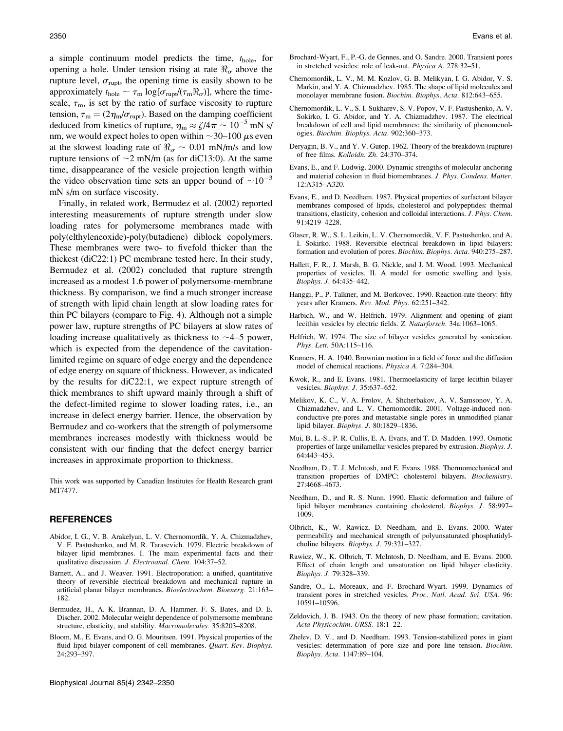a simple continuum model predicts the time, $t_{hole}$, for opening a hole. Under tension rising at rate $\Re_\sigma$ above the rupture level, $\sigma_{rupt}$, the opening time is easily shown to be approximately $t_{hole} \sim \tau_m \log[\sigma_{rupt}/(\tau_m \Re_\sigma)]$, where the timescale, $\tau_m$, is set by the ratio of surface viscosity to rupture tension, $\tau_m = (2\eta_m/\sigma_{rupt})$. Based on the damping coefficient deduced from kinetics of rupture, $\eta_m \approx \zeta/4\pi \sim 10^{-5}$ mN s/nm, we would expect holes to open within ~30–100 $\mu$s even at the slowest loading rate of $\Re_\sigma \sim 0.01$ mN/m/s and low rupture tensions of ~2 mN/m (as for diC13:0). At the same time, disappearance of the vesicle projection length within the video observation time sets an upper bound of $\sim 10^{-3}$ mN s/m on surface viscosity.

Finally, in related work, Bermudez et al. (2002) reported interesting measurements of rupture strength under slow loading rates for polymersome membranes made with poly(elthyleneoxide)-poly(butadiene) diblock copolymers. These membranes were two- to fivefold thicker than the thickest (diC22:1) PC membrane tested here. In their study, Bermudez et al. (2002) concluded that rupture strength increased as a modest 1.6 power of polymersome-membrane thickness. By comparison, we find a much stronger increase of strength with lipid chain length at slow loading rates for thin PC bilayers (compare to Fig. 4). Although not a simple power law, rupture strengths of PC bilayers at slow rates of loading increase qualitatively as thickness to ~4–5 power, which is expected from the dependence of the cavitation-limited regime on square of edge energy and the dependence of edge energy on square of thickness. However, as indicated by the results for diC22:1, we expect rupture strength of thick membranes to shift upward mainly through a shift of the defect-limited regime to slower loading rates, i.e., an increase in defect energy barrier. Hence, the observation by Bermudez and co-workers that the strength of polymersome membranes increases modestly with thickness would be consistent with our finding that the defect energy barrier increases in approximate proportion to thickness.

This work was supported by Canadian Institutes for Health Research grant MT7477.

## REFERENCES

Abidor, I. G., V. B. Arakelyan, L. V. Chernomordik, Y. A. Chizmadzhev, V. F. Pastushenko, and M. R. Tarasevich. 1979. Electric breakdown of bilayer lipid membranes. I. The main experimental facts and their qualitative discussion. *J. Electroanal. Chem.* 104:37–52.

Barnett, A., and J. Weaver. 1991. Electroporation: a unified, quantitative theory of reversible electrical breakdown and mechanical rupture in artificial planar bilayer membranes. *Bioelectrochem. Bioenerg.* 21:163–182.

Bermudez, H., A. K. Brannan, D. A. Hammer, F. S. Bates, and D. E. Discher. 2002. Molecular weight dependence of polymersome membrane structure, elasticity, and stability. *Macromolecules.* 35:8203–8208.

Bloom, M., E. Evans, and O. G. Mouritsen. 1991. Physical properties of the fluid lipid bilayer component of cell membranes. *Quart. Rev. Biophys.* 24:293–397.

Brochard-Wyart, F., P.-G. de Gennes, and O. Sandre. 2000. Transient pores in stretched vesicles: role of leak-out. *Physica A.* 278:32–51.

Chernomordik, L. V., M. M. Kozlov, G. B. Melikyan, I. G. Abidor, V. S. Markin, and Y. A. Chizmadzhev. 1985. The shape of lipid molecules and monolayer membrane fusion. *Biochim. Biophys. Acta.* 812:643–655.

Chernomordik, L. V., S. I. Sukharev, S. V. Popov, V. F. Pastushenko, A. V. Sokirko, I. G. Abidor, and Y. A. Chizmadzhev. 1987. The electrical breakdown of cell and lipid membranes: the similarity of phenomenologies. *Biochim. Biophys. Acta.* 902:360–373.

Deryagin, B. V., and Y. V. Gutop. 1962. Theory of the breakdown (rupture) of free films. *Kolloidn. Zh.* 24:370–374.

Evans, E., and F. Ludwig. 2000. Dynamic strengths of molecular anchoring and material cohesion in fluid biomembranes. *J. Phys. Condens. Matter.* 12:A315–A320.

Evans, E., and D. Needham. 1987. Physical properties of surfactant bilayer membranes composed of lipids, cholesterol and polypeptides: thermal transitions, elasticity, cohesion and colloidal interactions. *J. Phys. Chem.* 91:4219–4228.

Glaser, R. W., S. L. Leikin, L. V. Chernomordik, V. F. Pastushenko, and A. I. Sokirko. 1988. Reversible electrical breakdown in lipid bilayers: formation and evolution of pores. *Biochim. Biophys. Acta.* 940:275–287.

Hallett, F. R., J. Marsh, B. G. Nickle, and J. M. Wood. 1993. Mechanical properties of vesicles. II. A model for osmotic swelling and lysis. *Biophys. J.* 64:435–442.

Hanggi, P., P. Talkner, and M. Borkovec. 1990. Reaction-rate theory: fifty years after Kramers. *Rev. Mod. Phys.* 62:251–342.

Harbich, W., and W. Helfrich. 1979. Alignment and opening of giant lecithin vesicles by electric fields. *Z. Naturforsch.* 34a:1063–1065.

Helfrich, W. 1974. The size of bilayer vesicles generated by sonication. *Phys. Lett.* 50A:115–116.

Kramers, H. A. 1940. Brownian motion in a field of force and the diffusion model of chemical reactions. *Physica A.* 7:284–304.

Kwok, R., and E. Evans. 1981. Thermoelasticity of large lecithin bilayer vesicles. *Biophys. J.* 35:637–652.

Melikov, K. C., V. A. Frolov, A. Shcherbakov, A. V. Samsonov, Y. A. Chizmadzhev, and L. V. Chernomordik. 2001. Voltage-induced nonconductive pre-pores and metastable single pores in unmodified planar lipid bilayer. *Biophys. J.* 80:1829–1836.

Mui, B. L.-S., P. R. Cullis, E. A. Evans, and T. D. Madden. 1993. Osmotic properties of large unilamellar vesicles prepared by extrusion. *Biophys. J.* 64:443–453.

Needham, D., T. J. McIntosh, and E. Evans. 1988. Thermomechanical and transition properties of DMPC: cholesterol bilayers. *Biochemistry.* 27:4668–4673.

Needham, D., and R. S. Nunn. 1990. Elastic deformation and failure of lipid bilayer membranes containing cholesterol. *Biophys. J.* 58:997–1009.

Olbrich, K., W. Rawicz, D. Needham, and E. Evans. 2000. Water permeability and mechanical strength of polyunsaturated phosphatidylcholine bilayers. *Biophys. J.* 79:321–327.

Rawicz, W., K. Olbrich, T. McIntosh, D. Needham, and E. Evans. 2000. Effect of chain length and unsaturation on lipid bilayer elasticity. *Biophys. J.* 79:328–339.

Sandre, O., L. Moreaux, and F. Brochard-Wyart. 1999. Dynamics of transient pores in stretched vesicles. *Proc. Natl. Acad. Sci. USA.* 96: 10591–10596.

Zeldovich, J. B. 1943. On the theory of new phase formation; cavitation. *Acta Physicochim. URSS.* 18:1–22.

Zhelev, D. V., and D. Needham. 1993. Tension-stabilized pores in giant vesicles: determination of pore size and pore line tension. *Biochim. Biophys. Acta.* 1147:89–104.